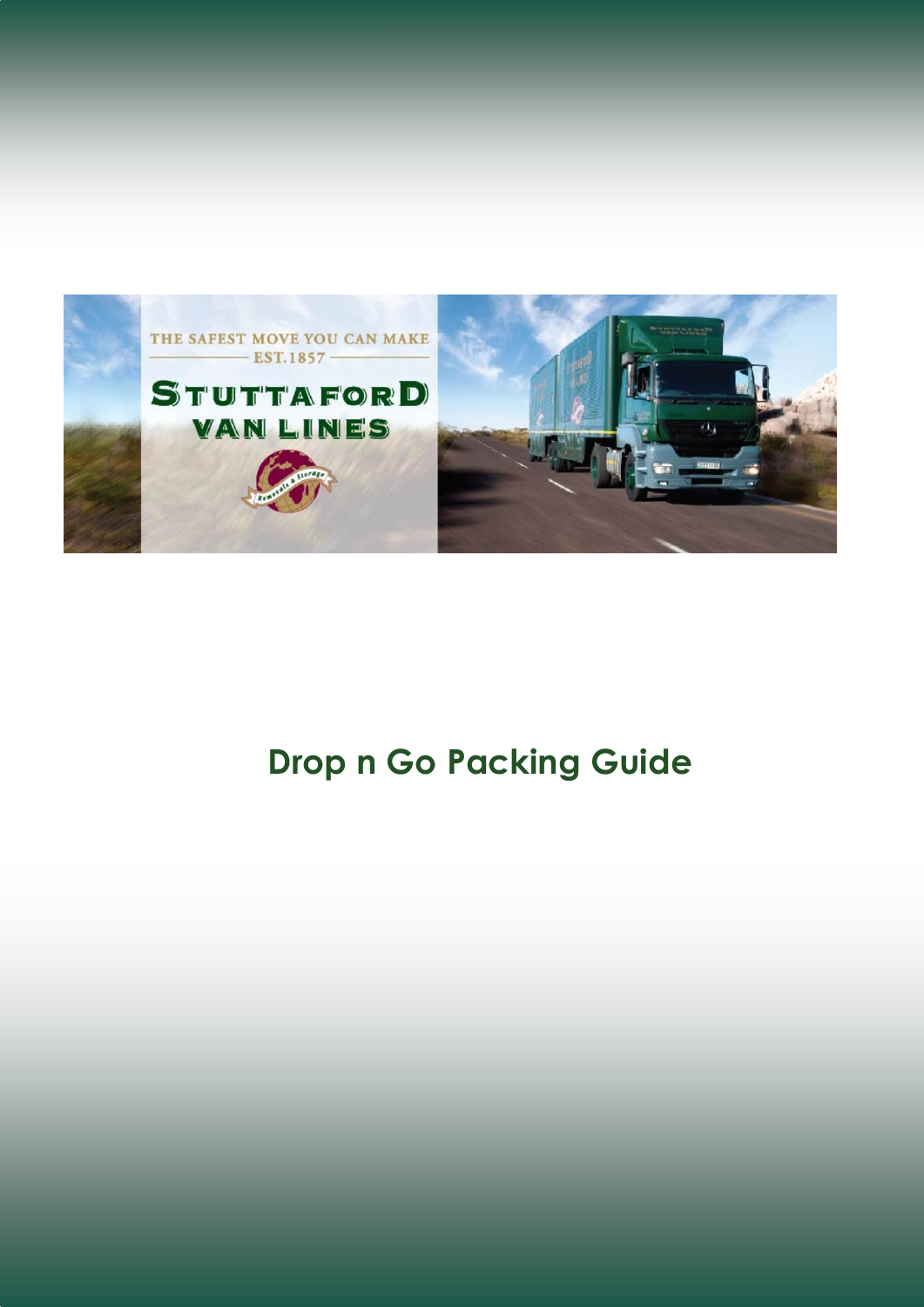# Drop n Go Packing Guide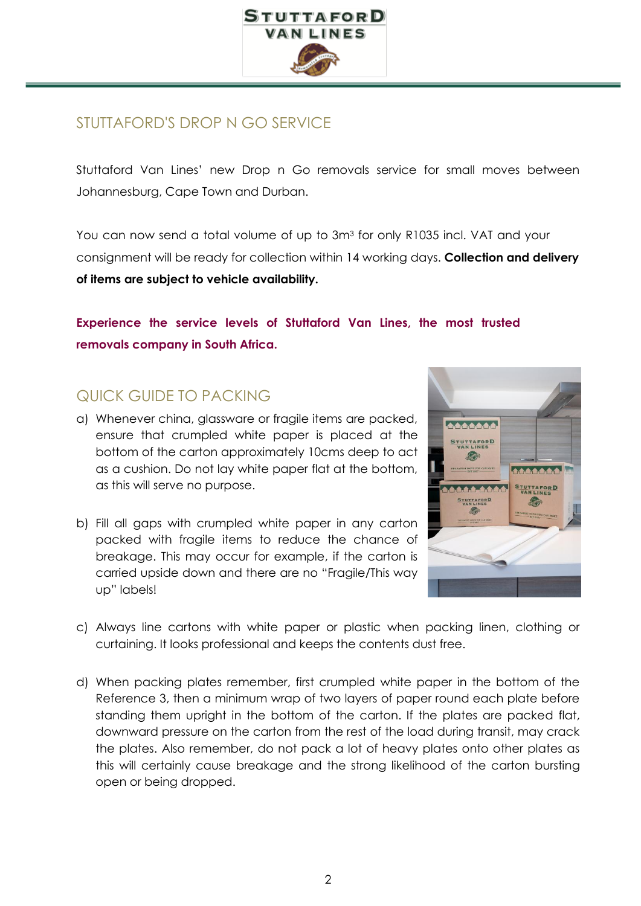## STUTTAFORD'S DROP N GO SERVICE

Stuttaford Van Lines' new Drop n Go removals service for small moves between Johannesburg, Cape Town and Durban.

You can now send a total volume of up to 3m³ for only R1035 incl. VAT and your consignment will be ready for collection within 14 working days. **Collection and delivery of items are subject to vehicle availability.**

**Experience the service levels of Stuttaford Van Lines, the most trusted removals company in South Africa.**

## QUICK GUIDE TO PACKING

a) Whenever china, glassware or fragile items are packed, ensure that crumpled white paper is placed at the bottom of the carton approximately 10cms deep to act as a cushion. Do not lay white paper flat at the bottom, as this will serve no purpose.

b) Fill all gaps with crumpled white paper in any carton packed with fragile items to reduce the chance of breakage. This may occur for example, if the carton is carried upside down and there are no "Fragile/This way up" labels!

c) Always line cartons with white paper or plastic when packing linen, clothing or curtaining. It looks professional and keeps the contents dust free.

d) When packing plates remember, first crumpled white paper in the bottom of the Reference 3, then a minimum wrap of two layers of paper round each plate before standing them upright in the bottom of the carton. If the plates are packed flat, downward pressure on the carton from the rest of the load during transit, may crack the plates. Also remember, do not pack a lot of heavy plates onto other plates as this will certainly cause breakage and the strong likelihood of the carton bursting open or being dropped.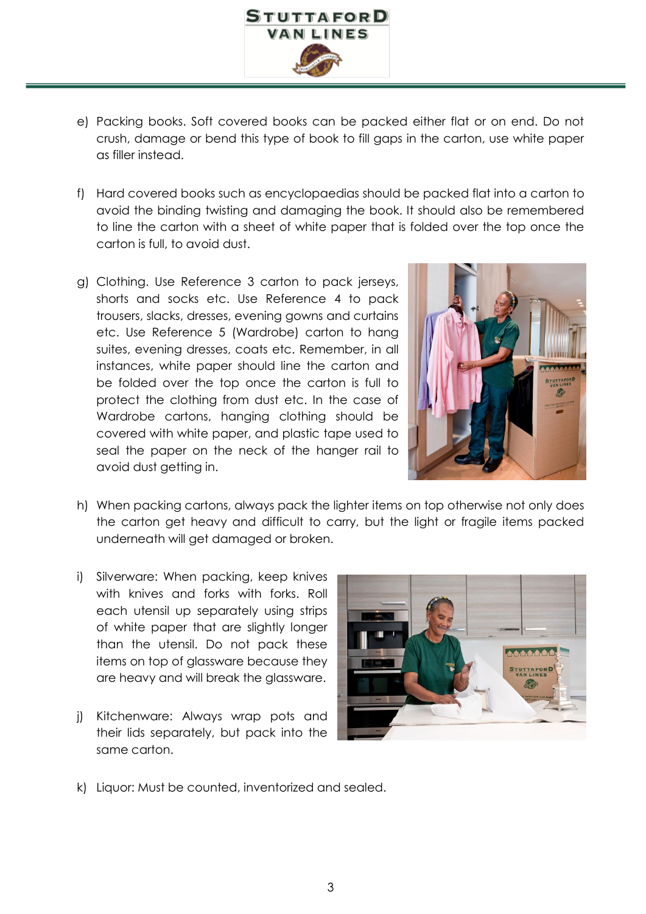e) Packing books. Soft covered books can be packed either flat or on end. Do not crush, damage or bend this type of book to fill gaps in the carton, use white paper as filler instead.

f) Hard covered books such as encyclopaedias should be packed flat into a carton to avoid the binding twisting and damaging the book. It should also be remembered to line the carton with a sheet of white paper that is folded over the top once the carton is full, to avoid dust.

g) Clothing. Use Reference 3 carton to pack jerseys, shorts and socks etc. Use Reference 4 to pack trousers, slacks, dresses, evening gowns and curtains etc. Use Reference 5 (Wardrobe) carton to hang suites, evening dresses, coats etc. Remember, in all instances, white paper should line the carton and be folded over the top once the carton is full to protect the clothing from dust etc. In the case of Wardrobe cartons, hanging clothing should be covered with white paper, and plastic tape used to seal the paper on the neck of the hanger rail to avoid dust getting in.

h) When packing cartons, always pack the lighter items on top otherwise not only does the carton get heavy and difficult to carry, but the light or fragile items packed underneath will get damaged or broken.

i) Silverware: When packing, keep knives with knives and forks with forks. Roll each utensil up separately using strips of white paper that are slightly longer than the utensil. Do not pack these items on top of glassware because they are heavy and will break the glassware.

j) Kitchenware: Always wrap pots and their lids separately, but pack into the same carton.

k) Liquor: Must be counted, inventorized and sealed.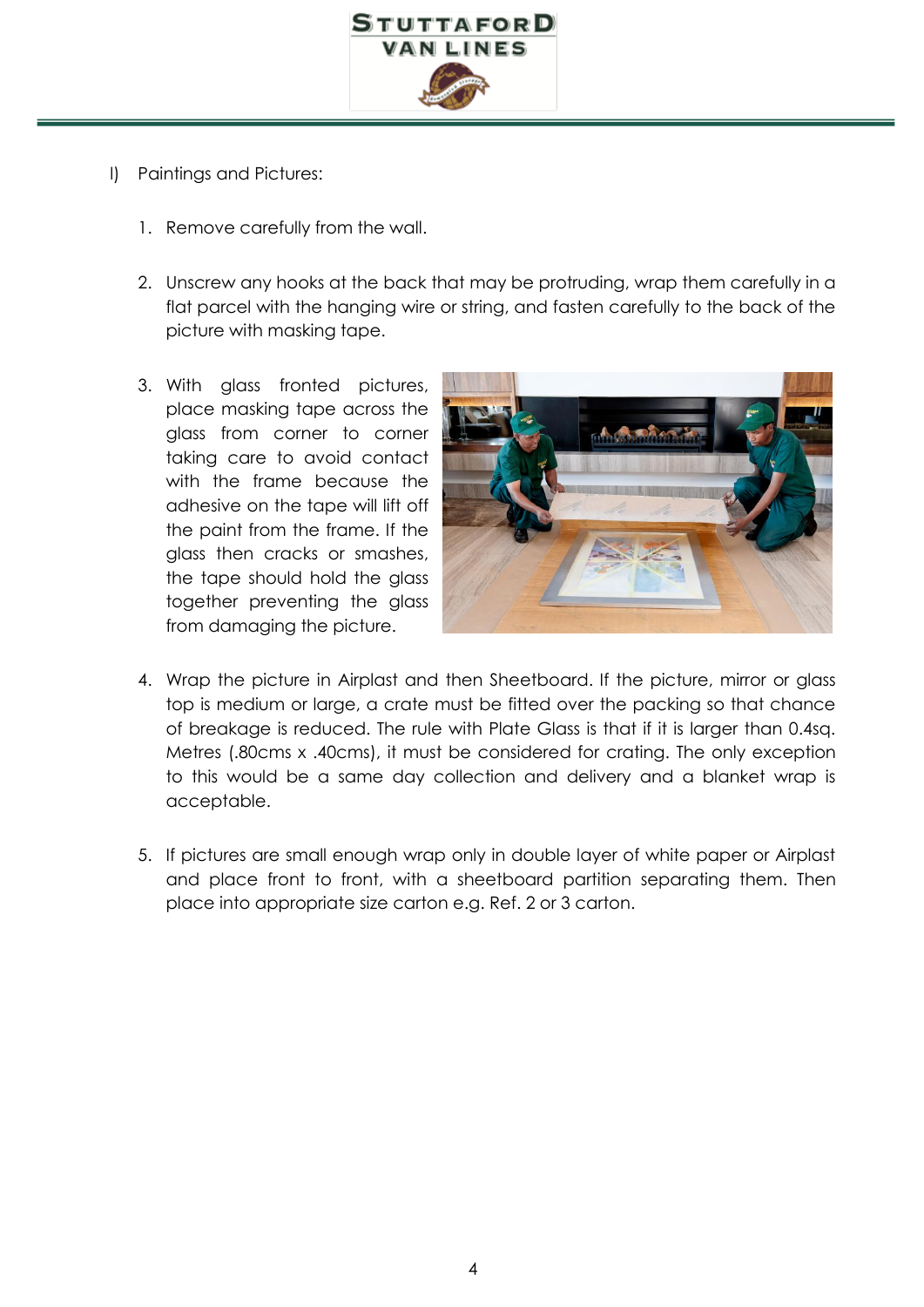I) Paintings and Pictures:

1. Remove carefully from the wall.

2. Unscrew any hooks at the back that may be protruding, wrap them carefully in a flat parcel with the hanging wire or string, and fasten carefully to the back of the picture with masking tape.

3. With glass fronted pictures, place masking tape across the glass from corner to corner taking care to avoid contact with the frame because the adhesive on the tape will lift off the paint from the frame. If the glass then cracks or smashes, the tape should hold the glass together preventing the glass from damaging the picture.

4. Wrap the picture in Airplast and then Sheetboard. If the picture, mirror or glass top is medium or large, a crate must be fitted over the packing so that chance of breakage is reduced. The rule with Plate Glass is that if it is larger than 0.4sq. Metres (.80cms x .40cms), it must be considered for crating. The only exception to this would be a same day collection and delivery and a blanket wrap is acceptable.

5. If pictures are small enough wrap only in double layer of white paper or Airplast and place front to front, with a sheetboard partition separating them. Then place into appropriate size carton e.g. Ref. 2 or 3 carton.